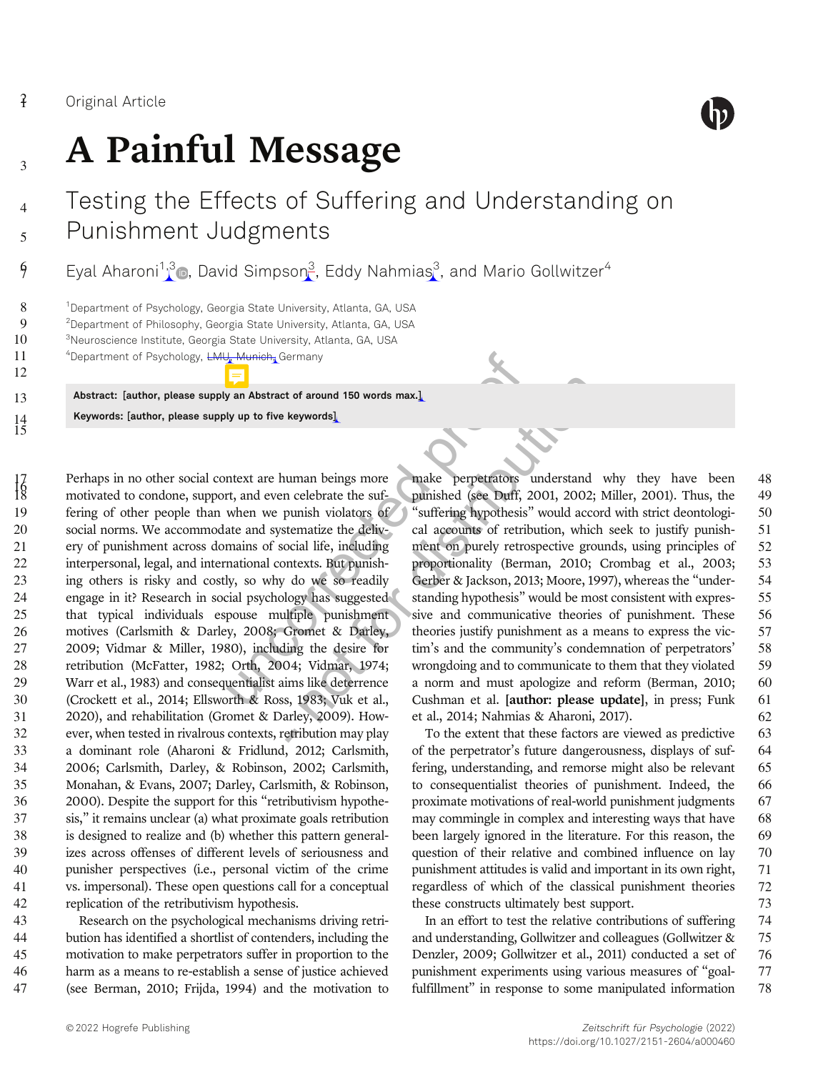Original Article

# A Painful Message

## Testing the Effects of Suffering and Understanding on Punishment Judgments

Eyal Aharoni[1,3], David Simpson[3], Eddy Nahmias[3], and Mario Gollwitzer[4]

[1]Department of Psychology, Georgia State University, Atlanta, GA, USA
[2]Department of Philosophy, Georgia State University, Atlanta, GA, USA
[3]Neuroscience Institute, Georgia State University, Atlanta, GA, USA
[4]Department of Psychology, LMU, Munich, Germany

**Abstract: [author, please supply an Abstract of around 150 words max.]**

**Keywords: [author, please supply up to five keywords]**

Perhaps in no other social context are human beings more motivated to condone, support, and even celebrate the suffering of other people than when we punish violators of social norms. We accommodate and systematize the delivery of punishment across domains of social life, including interpersonal, legal, and international contexts. But punishing others is risky and costly, so why do we so readily engage in it? Research in social psychology has suggested that typical individuals espouse multiple punishment motives (Carlsmith & Darley, 2008; Gromet & Darley, 2009; Vidmar & Miller, 1980), including the desire for retribution (McFatter, 1982; Orth, 2004; Vidmar, 1974; Warr et al., 1983) and consequentialist aims like deterrence (Crockett et al., 2014; Ellsworth & Ross, 1983; Vuk et al., 2020), and rehabilitation (Gromet & Darley, 2009). However, when tested in rivalrous contexts, retribution may play a dominant role (Aharoni & Fridlund, 2012; Carlsmith, 2006; Carlsmith, Darley, & Robinson, 2002; Carlsmith, Monahan, & Evans, 2007; Darley, Carlsmith, & Robinson, 2000). Despite the support for this "retributivism hypothesis," it remains unclear (a) what proximate goals retribution is designed to realize and (b) whether this pattern generalizes across offenses of different levels of seriousness and punisher perspectives (i.e., personal victim of the crime vs. impersonal). These open questions call for a conceptual replication of the retributivism hypothesis.

Research on the psychological mechanisms driving retribution has identified a shortlist of contenders, including the motivation to make perpetrators suffer in proportion to the harm as a means to re-establish a sense of justice achieved (see Berman, 2010; Frijda, 1994) and the motivation to make perpetrators understand why they have been punished (see Duff, 2001, 2002; Miller, 2001). Thus, the "suffering hypothesis" would accord with strict deontological accounts of retribution, which seek to justify punishment on purely retrospective grounds, using principles of proportionality (Berman, 2010; Crombag et al., 2003; Gerber & Jackson, 2013; Moore, 1997), whereas the "understanding hypothesis" would be most consistent with expressive and communicative theories of punishment. These theories justify punishment as a means to express the victim's and the community's condemnation of perpetrators' wrongdoing and to communicate to them that they violated a norm and must apologize and reform (Berman, 2010; Cushman et al. **[author: please update]**, in press; Funk et al., 2014; Nahmias & Aharoni, 2017).

To the extent that these factors are viewed as predictive of the perpetrator's future dangerousness, displays of suffering, understanding, and remorse might also be relevant to consequentialist theories of punishment. Indeed, the proximate motivations of real-world punishment judgments may commingle in complex and interesting ways that have been largely ignored in the literature. For this reason, the question of their relative and combined influence on lay punishment attitudes is valid and important in its own right, regardless of which of the classical punishment theories these constructs ultimately best support.

In an effort to test the relative contributions of suffering and understanding, Gollwitzer and colleagues (Gollwitzer & Denzler, 2009; Gollwitzer et al., 2011) conducted a set of punishment experiments using various measures of "goal-fulfillment" in response to some manipulated information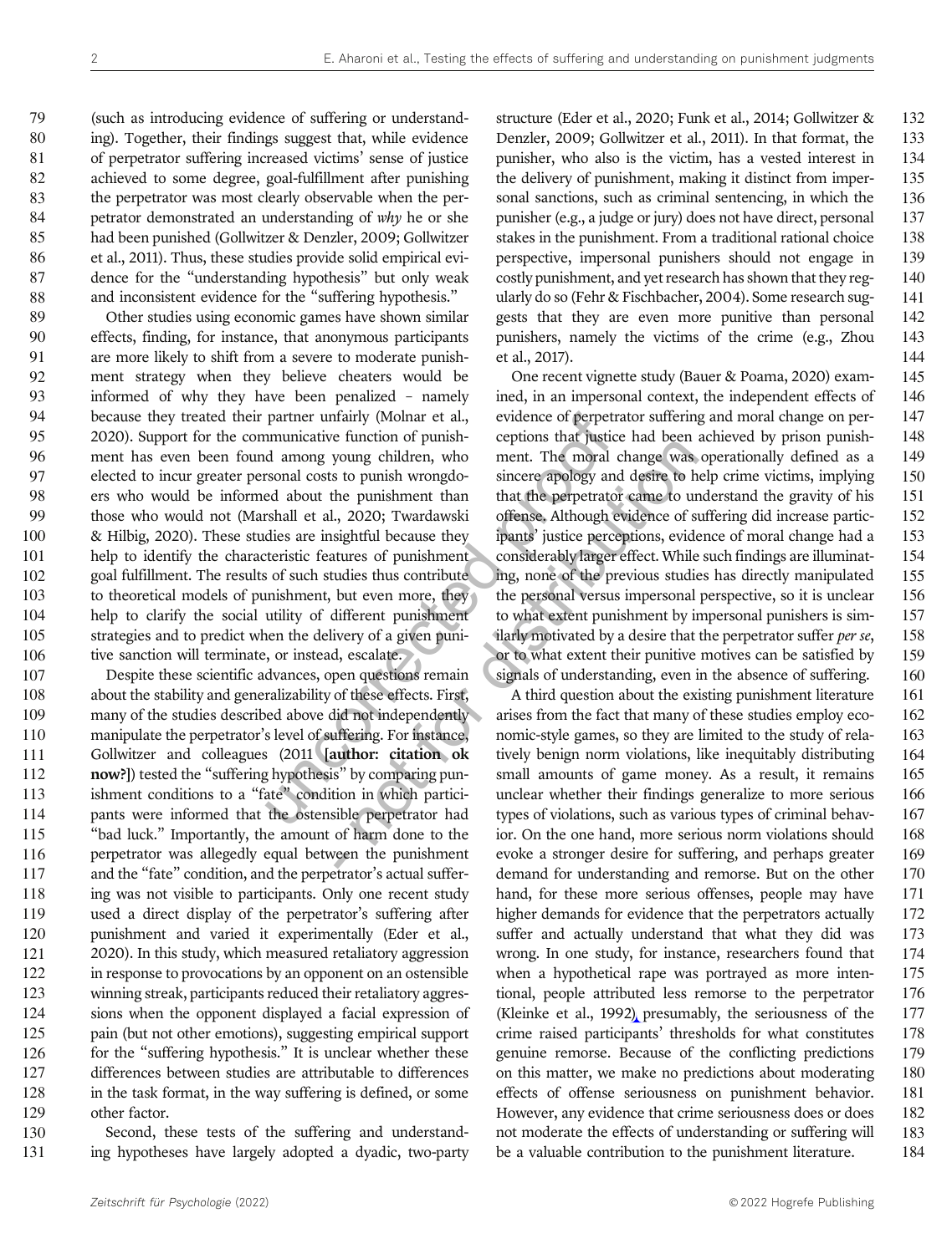(such as introducing evidence of suffering or understanding). Together, their findings suggest that, while evidence of perpetrator suffering increased victims' sense of justice achieved to some degree, goal-fulfillment after punishing the perpetrator was most clearly observable when the perpetrator demonstrated an understanding of *why* he or she had been punished (Gollwitzer & Denzler, 2009; Gollwitzer et al., 2011). Thus, these studies provide solid empirical evidence for the "understanding hypothesis" but only weak and inconsistent evidence for the "suffering hypothesis."

Other studies using economic games have shown similar effects, finding, for instance, that anonymous participants are more likely to shift from a severe to moderate punishment strategy when they believe cheaters would be informed of why they have been penalized – namely because they treated their partner unfairly (Molnar et al., 2020). Support for the communicative function of punishment has even been found among young children, who elected to incur greater personal costs to punish wrongdoers who would be informed about the punishment than those who would not (Marshall et al., 2020; Twardawski & Hilbig, 2020). These studies are insightful because they help to identify the characteristic features of punishment goal fulfillment. The results of such studies thus contribute to theoretical models of punishment, but even more, they help to clarify the social utility of different punishment strategies and to predict when the delivery of a given punitive sanction will terminate, or instead, escalate.

Despite these scientific advances, open questions remain about the stability and generalizability of these effects. First, many of the studies described above did not independently manipulate the perpetrator's level of suffering. For instance, Gollwitzer and colleagues (2011 **[author: citation ok now?]**) tested the "suffering hypothesis" by comparing punishment conditions to a "fate" condition in which participants were informed that the ostensible perpetrator had "bad luck." Importantly, the amount of harm done to the perpetrator was allegedly equal between the punishment and the "fate" condition, and the perpetrator's actual suffering was not visible to participants. Only one recent study used a direct display of the perpetrator's suffering after punishment and varied it experimentally (Eder et al., 2020). In this study, which measured retaliatory aggression in response to provocations by an opponent on an ostensible winning streak, participants reduced their retaliatory aggressions when the opponent displayed a facial expression of pain (but not other emotions), suggesting empirical support for the "suffering hypothesis." It is unclear whether these differences between studies are attributable to differences in the task format, in the way suffering is defined, or some other factor.

Second, these tests of the suffering and understanding hypotheses have largely adopted a dyadic, two-party structure (Eder et al., 2020; Funk et al., 2014; Gollwitzer & Denzler, 2009; Gollwitzer et al., 2011). In that format, the punisher, who also is the victim, has a vested interest in the delivery of punishment, making it distinct from impersonal sanctions, such as criminal sentencing, in which the punisher (e.g., a judge or jury) does not have direct, personal stakes in the punishment. From a traditional rational choice perspective, impersonal punishers should not engage in costly punishment, and yet research has shown that they regularly do so (Fehr & Fischbacher, 2004). Some research suggests that they are even more punitive than personal punishers, namely the victims of the crime (e.g., Zhou et al., 2017).

One recent vignette study (Bauer & Poama, 2020) examined, in an impersonal context, the independent effects of evidence of perpetrator suffering and moral change on perceptions that justice had been achieved by prison punishment. The moral change was operationally defined as a sincere apology and desire to help crime victims, implying that the perpetrator came to understand the gravity of his offense. Although evidence of suffering did increase participants' justice perceptions, evidence of moral change had a considerably larger effect. While such findings are illuminating, none of the previous studies has directly manipulated the personal versus impersonal perspective, so it is unclear to what extent punishment by impersonal punishers is similarly motivated by a desire that the perpetrator suffer *per se*, or to what extent their punitive motives can be satisfied by signals of understanding, even in the absence of suffering.

A third question about the existing punishment literature arises from the fact that many of these studies employ economic-style games, so they are limited to the study of relatively benign norm violations, like inequitably distributing small amounts of game money. As a result, it remains unclear whether their findings generalize to more serious types of violations, such as various types of criminal behavior. On the one hand, more serious norm violations should evoke a stronger desire for suffering, and perhaps greater demand for understanding and remorse. But on the other hand, for these more serious offenses, people may have higher demands for evidence that the perpetrators actually suffer and actually understand that what they did was wrong. In one study, for instance, researchers found that when a hypothetical rape was portrayed as more intentional, people attributed less remorse to the perpetrator (Kleinke et al., 1992), presumably, the seriousness of the crime raised participants' thresholds for what constitutes genuine remorse. Because of the conflicting predictions on this matter, we make no predictions about moderating effects of offense seriousness on punishment behavior. However, any evidence that crime seriousness does or does not moderate the effects of understanding or suffering will be a valuable contribution to the punishment literature.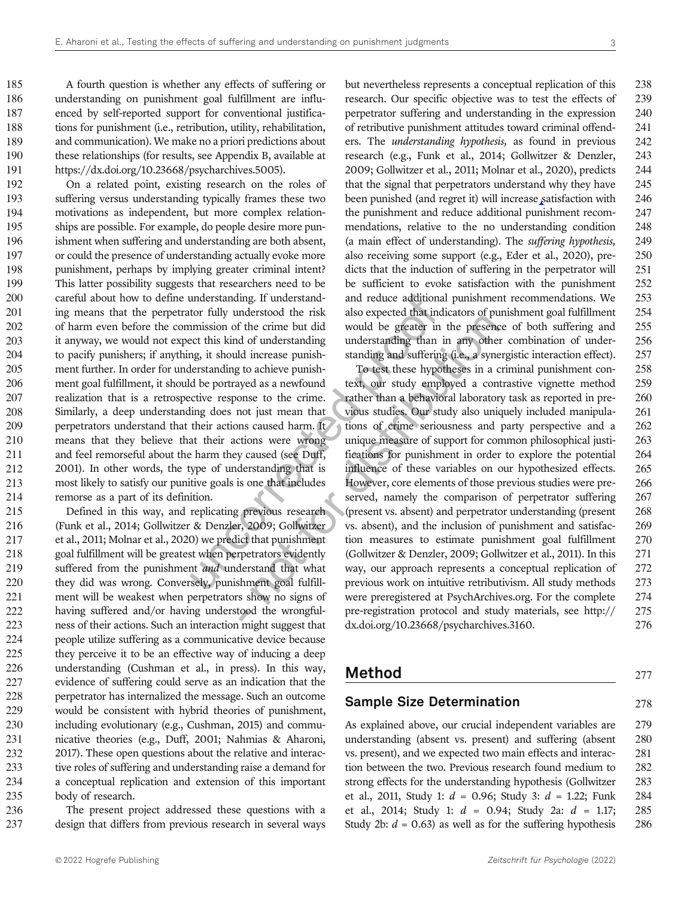A fourth question is whether any effects of suffering or understanding on punishment goal fulfillment are influenced by self-reported support for conventional justifications for punishment (i.e., retribution, utility, rehabilitation, and communication). We make no a priori predictions about these relationships (for results, see Appendix B, available at https://dx.doi.org/10.23668/psycharchives.5005).

On a related point, existing research on the roles of suffering versus understanding typically frames these two motivations as independent, but more complex relationships are possible. For example, do people desire more punishment when suffering and understanding are both absent, or could the presence of understanding actually evoke more punishment, perhaps by implying greater criminal intent? This latter possibility suggests that researchers need to be careful about how to define understanding. If understanding means that the perpetrator fully understood the risk of harm even before the commission of the crime but did it anyway, we would not expect this kind of understanding to pacify punishers; if anything, it should increase punishment further. In order for understanding to achieve punishment goal fulfillment, it should be portrayed as a newfound realization that is a retrospective response to the crime. Similarly, a deep understanding does not just mean that perpetrators understand that their actions caused harm. It means that they believe that their actions were wrong and feel remorseful about the harm they caused (see Duff, 2001). In other words, the type of understanding that is most likely to satisfy our punitive goals is one that includes remorse as a part of its definition.

Defined in this way, and replicating previous research (Funk et al., 2014; Gollwitzer & Denzler, 2009; Gollwitzer et al., 2011; Molnar et al., 2020) we predict that punishment goal fulfillment will be greatest when perpetrators evidently suffered from the punishment *and* understand that what they did was wrong. Conversely, punishment goal fulfillment will be weakest when perpetrators show no signs of having suffered and/or having understood the wrongfulness of their actions. Such an interaction might suggest that people utilize suffering as a communicative device because they perceive it to be an effective way of inducing a deep understanding (Cushman et al., in press). In this way, evidence of suffering could serve as an indication that the perpetrator has internalized the message. Such an outcome would be consistent with hybrid theories of punishment, including evolutionary (e.g., Cushman, 2015) and communicative theories (e.g., Duff, 2001; Nahmias & Aharoni, 2017). These open questions about the relative and interactive roles of suffering and understanding raise a demand for a conceptual replication and extension of this important body of research.

The present project addressed these questions with a design that differs from previous research in several ways but nevertheless represents a conceptual replication of this research. Our specific objective was to test the effects of perpetrator suffering and understanding in the expression of retributive punishment attitudes toward criminal offenders. The *understanding hypothesis,* as found in previous research (e.g., Funk et al., 2014; Gollwitzer & Denzler, 2009; Gollwitzer et al., 2011; Molnar et al., 2020), predicts that the signal that perpetrators understand why they have been punished (and regret it) will increase satisfaction with the punishment and reduce additional punishment recommendations, relative to the no understanding condition (a main effect of understanding). The *suffering hypothesis,* also receiving some support (e.g., Eder et al., 2020), predicts that the induction of suffering in the perpetrator will be sufficient to evoke satisfaction with the punishment and reduce additional punishment recommendations. We also expected that indicators of punishment goal fulfillment would be greater in the presence of both suffering and understanding than in any other combination of understanding and suffering (i.e., a synergistic interaction effect).

To test these hypotheses in a criminal punishment context, our study employed a contrastive vignette method rather than a behavioral laboratory task as reported in previous studies. Our study also uniquely included manipulations of crime seriousness and party perspective and a unique measure of support for common philosophical justifications for punishment in order to explore the potential influence of these variables on our hypothesized effects. However, core elements of those previous studies were preserved, namely the comparison of perpetrator suffering (present vs. absent) and perpetrator understanding (present vs. absent), and the inclusion of punishment and satisfaction measures to estimate punishment goal fulfillment (Gollwitzer & Denzler, 2009; Gollwitzer et al., 2011). In this way, our approach represents a conceptual replication of previous work on intuitive retributivism. All study methods were preregistered at PsychArchives.org. For the complete pre-registration protocol and study materials, see http://dx.doi.org/10.23668/psycharchives.3160.

## Method

### Sample Size Determination

As explained above, our crucial independent variables are understanding (absent vs. present) and suffering (absent vs. present), and we expected two main effects and interaction between the two. Previous research found medium to strong effects for the understanding hypothesis (Gollwitzer et al., 2011, Study 1: $d = 0.96$; Study 3: $d = 1.22$; Funk et al., 2014; Study 1: $d = 0.94$; Study 2a: $d = 1.17$; Study 2b: $d = 0.63$) as well as for the suffering hypothesis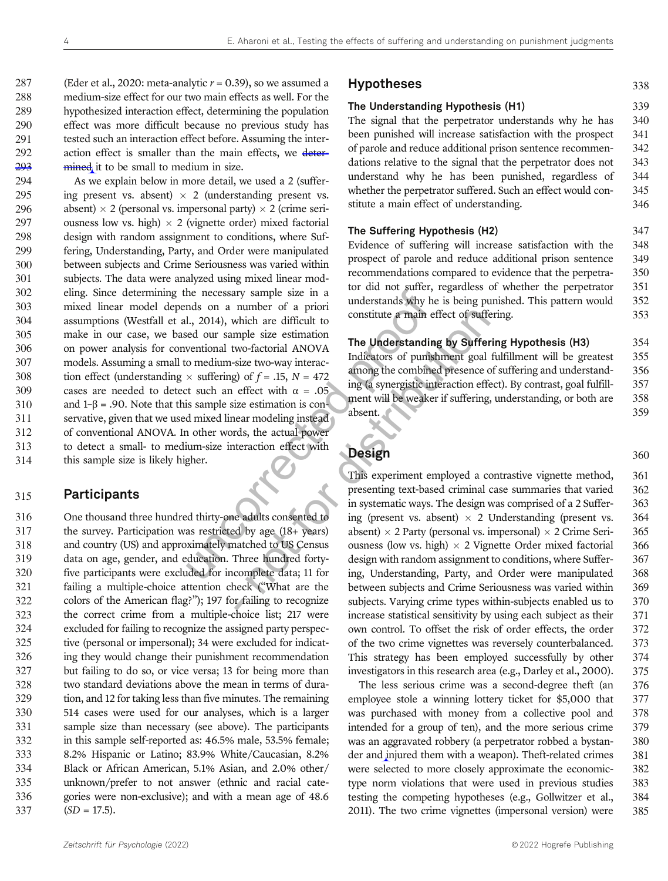(Eder et al., 2020: meta-analytic $r = 0.39$), so we assumed a medium-size effect for our two main effects as well. For the hypothesized interaction effect, determining the population effect was more difficult because no previous study has tested such an interaction effect before. Assuming the interaction effect is smaller than the main effects, we determined it to be small to medium in size.

As we explain below in more detail, we used a 2 (suffering present vs. absent) × 2 (understanding present vs. absent) × 2 (personal vs. impersonal party) × 2 (crime seriousness low vs. high) × 2 (vignette order) mixed factorial design with random assignment to conditions, where Suffering, Understanding, Party, and Order were manipulated between subjects and Crime Seriousness was varied within subjects. The data were analyzed using mixed linear modeling. Since determining the necessary sample size in a mixed linear model depends on a number of a priori assumptions (Westfall et al., 2014), which are difficult to make in our case, we based our sample size estimation on power analysis for conventional two-factorial ANOVA models. Assuming a small to medium-size two-way interaction effect (understanding × suffering) of $f = .15$, $N = 472$ cases are needed to detect such an effect with $\alpha = .05$ and $1\text{-}\beta = .90$. Note that this sample size estimation is conservative, given that we used mixed linear modeling instead of conventional ANOVA. In other words, the actual power to detect a small- to medium-size interaction effect with this sample size is likely higher.

## Participants

One thousand three hundred thirty-one adults consented to the survey. Participation was restricted by age (18+ years) and country (US) and approximately matched to US Census data on age, gender, and education. Three hundred forty-five participants were excluded for incomplete data; 11 for failing a multiple-choice attention check ("What are the colors of the American flag?"); 197 for failing to recognize the correct crime from a multiple-choice list; 217 were excluded for failing to recognize the assigned party perspective (personal or impersonal); 34 were excluded for indicating they would change their punishment recommendation but failing to do so, or vice versa; 13 for being more than two standard deviations above the mean in terms of duration, and 12 for taking less than five minutes. The remaining 514 cases were used for our analyses, which is a larger sample size than necessary (see above). The participants in this sample self-reported as: 46.5% male, 53.5% female; 8.2% Hispanic or Latino; 83.9% White/Caucasian, 8.2% Black or African American, 5.1% Asian, and 2.0% other/unknown/prefer to not answer (ethnic and racial categories were non-exclusive); and with a mean age of 48.6 ($SD = 17.5$).

## Hypotheses

### The Understanding Hypothesis (H1)

The signal that the perpetrator understands why he has been punished will increase satisfaction with the prospect of parole and reduce additional prison sentence recommendations relative to the signal that the perpetrator does not understand why he has been punished, regardless of whether the perpetrator suffered. Such an effect would constitute a main effect of understanding.

### The Suffering Hypothesis (H2)

Evidence of suffering will increase satisfaction with the prospect of parole and reduce additional prison sentence recommendations compared to evidence that the perpetrator did not suffer, regardless of whether the perpetrator understands why he is being punished. This pattern would constitute a main effect of suffering.

### The Understanding by Suffering Hypothesis (H3)

Indicators of punishment goal fulfillment will be greatest among the combined presence of suffering and understanding (a synergistic interaction effect). By contrast, goal fulfillment will be weaker if suffering, understanding, or both are absent.

## Design

This experiment employed a contrastive vignette method, presenting text-based criminal case summaries that varied in systematic ways. The design was comprised of a 2 Suffering (present vs. absent) × 2 Understanding (present vs. absent) × 2 Party (personal vs. impersonal) × 2 Crime Seriousness (low vs. high) × 2 Vignette Order mixed factorial design with random assignment to conditions, where Suffering, Understanding, Party, and Order were manipulated between subjects and Crime Seriousness was varied within subjects. Varying crime types within-subjects enabled us to increase statistical sensitivity by using each subject as their own control. To offset the risk of order effects, the order of the two crime vignettes was reversely counterbalanced. This strategy has been employed successfully by other investigators in this research area (e.g., Darley et al., 2000).

The less serious crime was a second-degree theft (an employee stole a winning lottery ticket for $5,000 that was purchased with money from a collective pool and intended for a group of ten), and the more serious crime was an aggravated robbery (a perpetrator robbed a bystander and injured them with a weapon). Theft-related crimes were selected to more closely approximate the economic-type norm violations that were used in previous studies testing the competing hypotheses (e.g., Gollwitzer et al., 2011). The two crime vignettes (impersonal version) were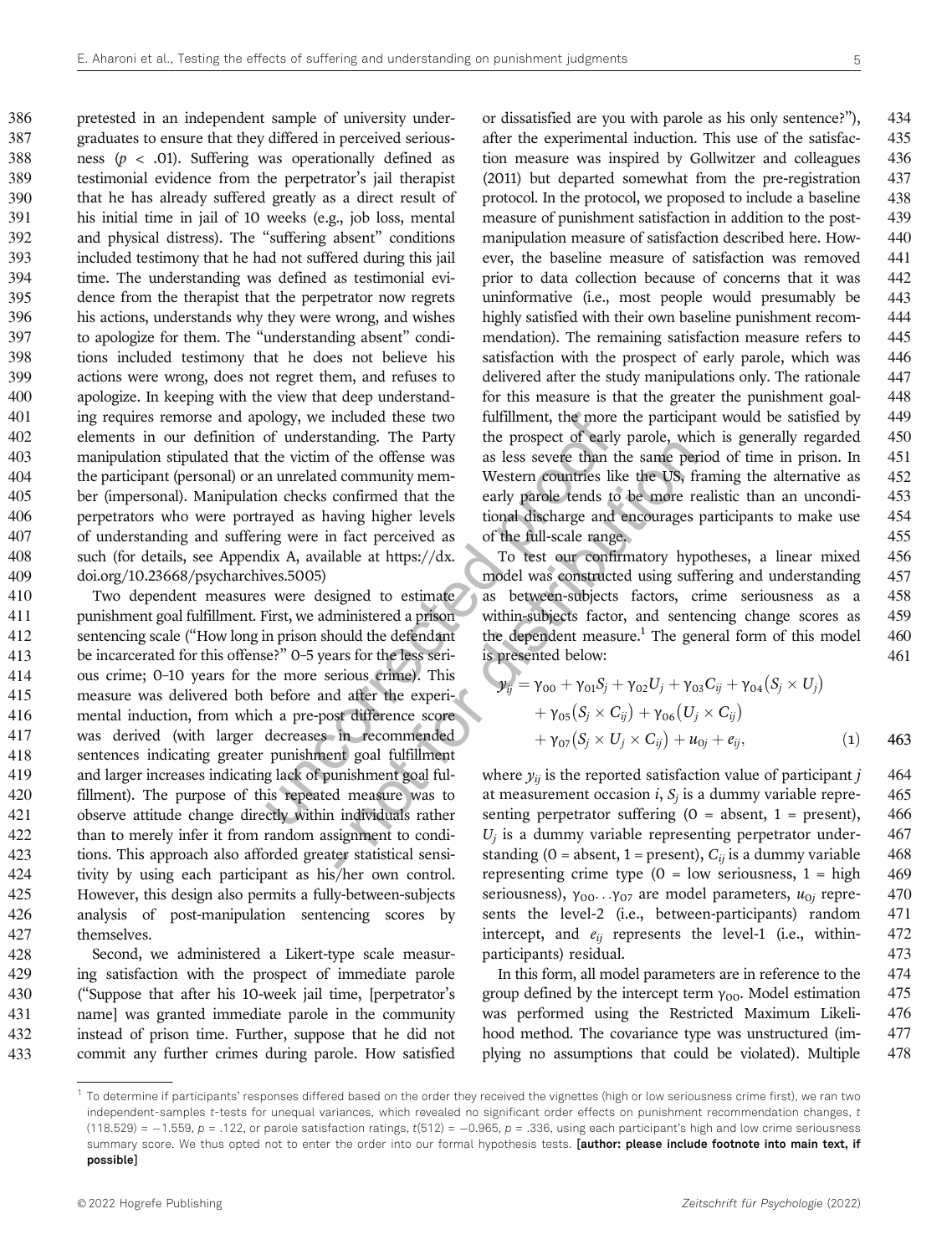pretested in an independent sample of university undergraduates to ensure that they differed in perceived seriousness ($p < .01$). Suffering was operationally defined as testimonial evidence from the perpetrator's jail therapist that he has already suffered greatly as a direct result of his initial time in jail of 10 weeks (e.g., job loss, mental and physical distress). The "suffering absent" conditions included testimony that he had not suffered during this jail time. The understanding was defined as testimonial evidence from the therapist that the perpetrator now regrets his actions, understands why they were wrong, and wishes to apologize for them. The "understanding absent" conditions included testimony that he does not believe his actions were wrong, does not regret them, and refuses to apologize. In keeping with the view that deep understanding requires remorse and apology, we included these two elements in our definition of understanding. The Party manipulation stipulated that the victim of the offense was the participant (personal) or an unrelated community member (impersonal). Manipulation checks confirmed that the perpetrators who were portrayed as having higher levels of understanding and suffering were in fact perceived as such (for details, see Appendix A, available at https://dx.doi.org/10.23668/psycharchives.5005)

Two dependent measures were designed to estimate punishment goal fulfillment. First, we administered a prison sentencing scale ("How long in prison should the defendant be incarcerated for this offense?" 0–5 years for the less serious crime; 0–10 years for the more serious crime). This measure was delivered both before and after the experimental induction, from which a pre-post difference score was derived (with larger decreases in recommended sentences indicating greater punishment goal fulfillment and larger increases indicating lack of punishment goal fulfillment). The purpose of this repeated measure was to observe attitude change directly within individuals rather than to merely infer it from random assignment to conditions. This approach also afforded greater statistical sensitivity by using each participant as his/her own control. However, this design also permits a fully-between-subjects analysis of post-manipulation sentencing scores by themselves.

Second, we administered a Likert-type scale measuring satisfaction with the prospect of immediate parole ("Suppose that after his 10-week jail time, [perpetrator's name] was granted immediate parole in the community instead of prison time. Further, suppose that he did not commit any further crimes during parole. How satisfied or dissatisfied are you with parole as his only sentence?"), after the experimental induction. This use of the satisfaction measure was inspired by Gollwitzer and colleagues (2011) but departed somewhat from the pre-registration protocol. In the protocol, we proposed to include a baseline measure of punishment satisfaction in addition to the post-manipulation measure of satisfaction described here. However, the baseline measure of satisfaction was removed prior to data collection because of concerns that it was uninformative (i.e., most people would presumably be highly satisfied with their own baseline punishment recommendation). The remaining satisfaction measure refers to satisfaction with the prospect of early parole, which was delivered after the study manipulations only. The rationale for this measure is that the greater the punishment goal-fulfillment, the more the participant would be satisfied by the prospect of early parole, which is generally regarded as less severe than the same period of time in prison. In Western countries like the US, framing the alternative as early parole tends to be more realistic than an unconditional discharge and encourages participants to make use of the full-scale range.

To test our confirmatory hypotheses, a linear mixed model was constructed using suffering and understanding as between-subjects factors, crime seriousness as a within-subjects factor, and sentencing change scores as the dependent measure.[1] The general form of this model is presented below:

$$y_{ij} = \gamma_{00} + \gamma_{01}S_j + \gamma_{02}U_j + \gamma_{03}C_{ij} + \gamma_{04}(S_j \times U_j) + \gamma_{05}(S_j \times C_{ij}) + \gamma_{06}(U_j \times C_{ij}) + \gamma_{07}(S_j \times U_j \times C_{ij}) + u_{0j} + e_{ij}, \quad (1)$$

where $y_{ij}$ is the reported satisfaction value of participant $j$ at measurement occasion $i$, $S_j$ is a dummy variable representing perpetrator suffering (0 = absent, 1 = present), $U_j$ is a dummy variable representing perpetrator understanding (0 = absent, 1 = present), $C_{ij}$ is a dummy variable representing crime type (0 = low seriousness, 1 = high seriousness), $\gamma_{00} \ldots \gamma_{07}$ are model parameters, $u_{0j}$ represents the level-2 (i.e., between-participants) random intercept, and $e_{ij}$ represents the level-1 (i.e., within-participants) residual.

In this form, all model parameters are in reference to the group defined by the intercept term $\gamma_{00}$. Model estimation was performed using the Restricted Maximum Likelihood method. The covariance type was unstructured (implying no assumptions that could be violated). Multiple

---

[1] To determine if participants' responses differed based on the order they received the vignettes (high or low seriousness crime first), we ran two independent-samples $t$-tests for unequal variances, which revealed no significant order effects on punishment recommendation changes, $t(118.529) = -1.559$, $p = .122$, or parole satisfaction ratings, $t(512) = -0.965$, $p = .336$, using each participant's high and low crime seriousness summary score. We thus opted not to enter the order into our formal hypothesis tests. **[author: please include footnote into main text, if possible]**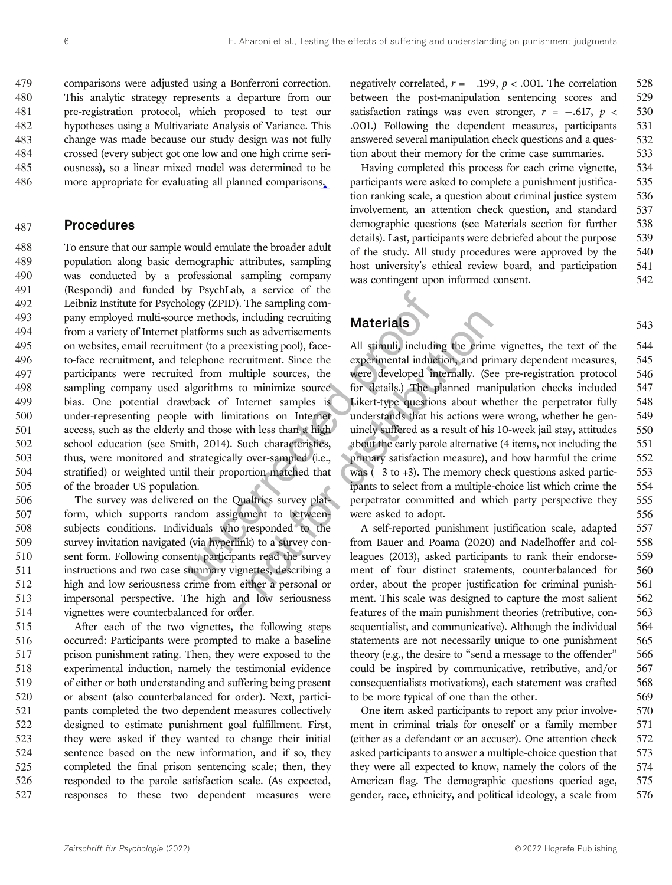comparisons were adjusted using a Bonferroni correction. This analytic strategy represents a departure from our pre-registration protocol, which proposed to test our hypotheses using a Multivariate Analysis of Variance. This change was made because our study design was not fully crossed (every subject got one low and one high crime seriousness), so a linear mixed model was determined to be more appropriate for evaluating all planned comparisons.

## Procedures

To ensure that our sample would emulate the broader adult population along basic demographic attributes, sampling was conducted by a professional sampling company (Respondi) and funded by PsychLab, a service of the Leibniz Institute for Psychology (ZPID). The sampling company employed multi-source methods, including recruiting from a variety of Internet platforms such as advertisements on websites, email recruitment (to a preexisting pool), face-to-face recruitment, and telephone recruitment. Since the participants were recruited from multiple sources, the sampling company used algorithms to minimize source bias. One potential drawback of Internet samples is under-representing people with limitations on Internet access, such as the elderly and those with less than a high school education (see Smith, 2014). Such characteristics, thus, were monitored and strategically over-sampled (i.e., stratified) or weighted until their proportion matched that of the broader US population.

The survey was delivered on the Qualtrics survey platform, which supports random assignment to between-subjects conditions. Individuals who responded to the survey invitation navigated (via hyperlink) to a survey consent form. Following consent, participants read the survey instructions and two case summary vignettes, describing a high and low seriousness crime from either a personal or impersonal perspective. The high and low seriousness vignettes were counterbalanced for order.

After each of the two vignettes, the following steps occurred: Participants were prompted to make a baseline prison punishment rating. Then, they were exposed to the experimental induction, namely the testimonial evidence of either or both understanding and suffering being present or absent (also counterbalanced for order). Next, participants completed the two dependent measures collectively designed to estimate punishment goal fulfillment. First, they were asked if they wanted to change their initial sentence based on the new information, and if so, they completed the final prison sentencing scale; then, they responded to the parole satisfaction scale. (As expected, responses to these two dependent measures were negatively correlated, $r = -.199$, $p < .001$. The correlation between the post-manipulation sentencing scores and satisfaction ratings was even stronger, $r = -.617$, $p < .001$.) Following the dependent measures, participants answered several manipulation check questions and a question about their memory for the crime case summaries.

Having completed this process for each crime vignette, participants were asked to complete a punishment justification ranking scale, a question about criminal justice system involvement, an attention check question, and standard demographic questions (see Materials section for further details). Last, participants were debriefed about the purpose of the study. All study procedures were approved by the host university's ethical review board, and participation was contingent upon informed consent.

## Materials

All stimuli, including the crime vignettes, the text of the experimental induction, and primary dependent measures, were developed internally. (See pre-registration protocol for details.) The planned manipulation checks included Likert-type questions about whether the perpetrator fully understands that his actions were wrong, whether he genuinely suffered as a result of his 10-week jail stay, attitudes about the early parole alternative (4 items, not including the primary satisfaction measure), and how harmful the crime was ($-3$ to $+3$). The memory check questions asked participants to select from a multiple-choice list which crime the perpetrator committed and which party perspective they were asked to adopt.

A self-reported punishment justification scale, adapted from Bauer and Poama (2020) and Nadelhoffer and colleagues (2013), asked participants to rank their endorsement of four distinct statements, counterbalanced for order, about the proper justification for criminal punishment. This scale was designed to capture the most salient features of the main punishment theories (retributive, consequentialist, and communicative). Although the individual statements are not necessarily unique to one punishment theory (e.g., the desire to "send a message to the offender" could be inspired by communicative, retributive, and/or consequentialists motivations), each statement was crafted to be more typical of one than the other.

One item asked participants to report any prior involvement in criminal trials for oneself or a family member (either as a defendant or an accuser). One attention check asked participants to answer a multiple-choice question that they were all expected to know, namely the colors of the American flag. The demographic questions queried age, gender, race, ethnicity, and political ideology, a scale from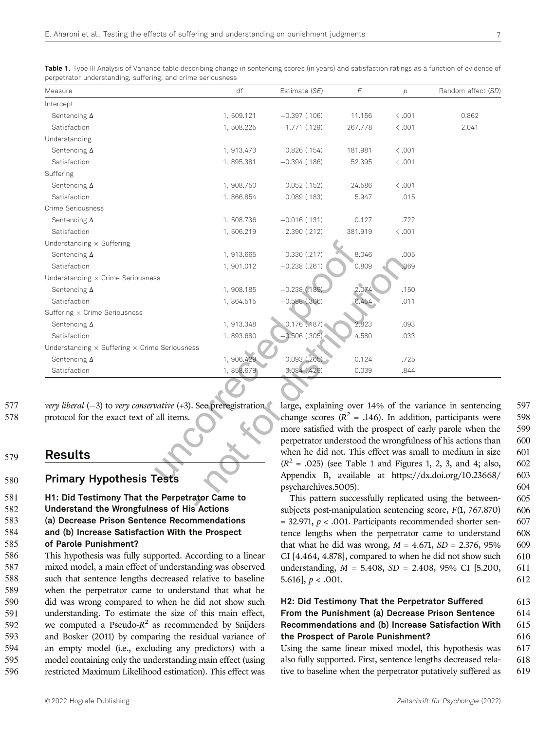**Table 1.** Type III Analysis of Variance table describing change in sentencing scores (in years) and satisfaction ratings as a function of evidence of perpetrator understanding, suffering, and crime seriousness

| Measure | *df* | Estimate (*SE*) | *F* | *p* | Random effect (*SD*) |
|---|---|---|---|---|---|
| Intercept | | | | | |
| Sentencing Δ | 1, 509.121 | −0.397 (.106) | 11.156 | < .001 | 0.862 |
| Satisfaction | 1, 508.225 | −1.771 (.129) | 267.778 | < .001 | 2.041 |
| Understanding | | | | | |
| Sentencing Δ | 1, 913.473 | 0.826 (.154) | 181.981 | < .001 | |
| Satisfaction | 1, 895.381 | −0.394 (.186) | 52.395 | < .001 | |
| Suffering | | | | | |
| Sentencing Δ | 1, 908.750 | 0.052 (.152) | 24.586 | < .001 | |
| Satisfaction | 1, 866.854 | 0.089 (.183) | 5.947 | .015 | |
| Crime Seriousness | | | | | |
| Sentencing Δ | 1, 508.736 | −0.016 (.131) | 0.127 | .722 | |
| Satisfaction | 1, 506.219 | 2.390 (.212) | 381.919 | < .001 | |
| Understanding × Suffering | | | | | |
| Sentencing Δ | 1, 913.665 | 0.330 (.217) | 8.046 | .005 | |
| Satisfaction | 1, 901.012 | −0.238 (.261) | 0.809 | .369 | |
| Understanding × Crime Seriousness | | | | | |
| Sentencing Δ | 1, 908.185 | −0.238 (.189) | 2.074 | .150 | |
| Satisfaction | 1, 864.515 | −0.588 (.306) | 6.454 | .011 | |
| Suffering × Crime Seriousness | | | | | |
| Sentencing Δ | 1, 913.348 | 0.176 (.187) | 2.823 | .093 | |
| Satisfaction | 1, 893.680 | −0.506 (.305) | 4.580 | .033 | |
| Understanding × Suffering × Crime Seriousness | | | | | |
| Sentencing Δ | 1, 906.429 | 0.093 (.265) | 0.124 | .725 | |
| Satisfaction | 1, 858.679 | 0.084 (.429) | 0.039 | .844 | |

*very liberal* (−3) to *very conservative* (+3). See preregistration protocol for the exact text of all items.

## Results

### Primary Hypothesis Tests

#### H1: Did Testimony That the Perpetrator Came to Understand the Wrongfulness of His Actions (a) Decrease Prison Sentence Recommendations and (b) Increase Satisfaction With the Prospect of Parole Punishment?

This hypothesis was fully supported. According to a linear mixed model, a main effect of understanding was observed such that sentence lengths decreased relative to baseline when the perpetrator came to understand that what he did was wrong compared to when he did not show such understanding. To estimate the size of this main effect, we computed a Pseudo-$R^2$ as recommended by Snijders and Bosker (2011) by comparing the residual variance of an empty model (i.e., excluding any predictors) with a model containing only the understanding main effect (using restricted Maximum Likelihood estimation). This effect was large, explaining over 14% of the variance in sentencing change scores ($R^2$ = .146). In addition, participants were more satisfied with the prospect of early parole when the perpetrator understood the wrongfulness of his actions than when he did not. This effect was small to medium in size ($R^2$ = .025) (see Table 1 and Figures 1, 2, 3, and 4; also, Appendix B, available at https://dx.doi.org/10.23668/psycharchives.5005).

This pattern successfully replicated using the between-subjects post-manipulation sentencing score, $F(1, 767.870) = 32.971$, $p < .001$. Participants recommended shorter sentence lengths when the perpetrator came to understand that what he did was wrong, $M$ = 4.671, $SD$ = 2.376, 95% CI [4.464, 4.878], compared to when he did not show such understanding, $M$ = 5.408, $SD$ = 2.408, 95% CI [5.200, 5.616], $p < .001$.

#### H2: Did Testimony That the Perpetrator Suffered From the Punishment (a) Decrease Prison Sentence Recommendations and (b) Increase Satisfaction With the Prospect of Parole Punishment?

Using the same linear mixed model, this hypothesis was also fully supported. First, sentence lengths decreased relative to baseline when the perpetrator putatively suffered as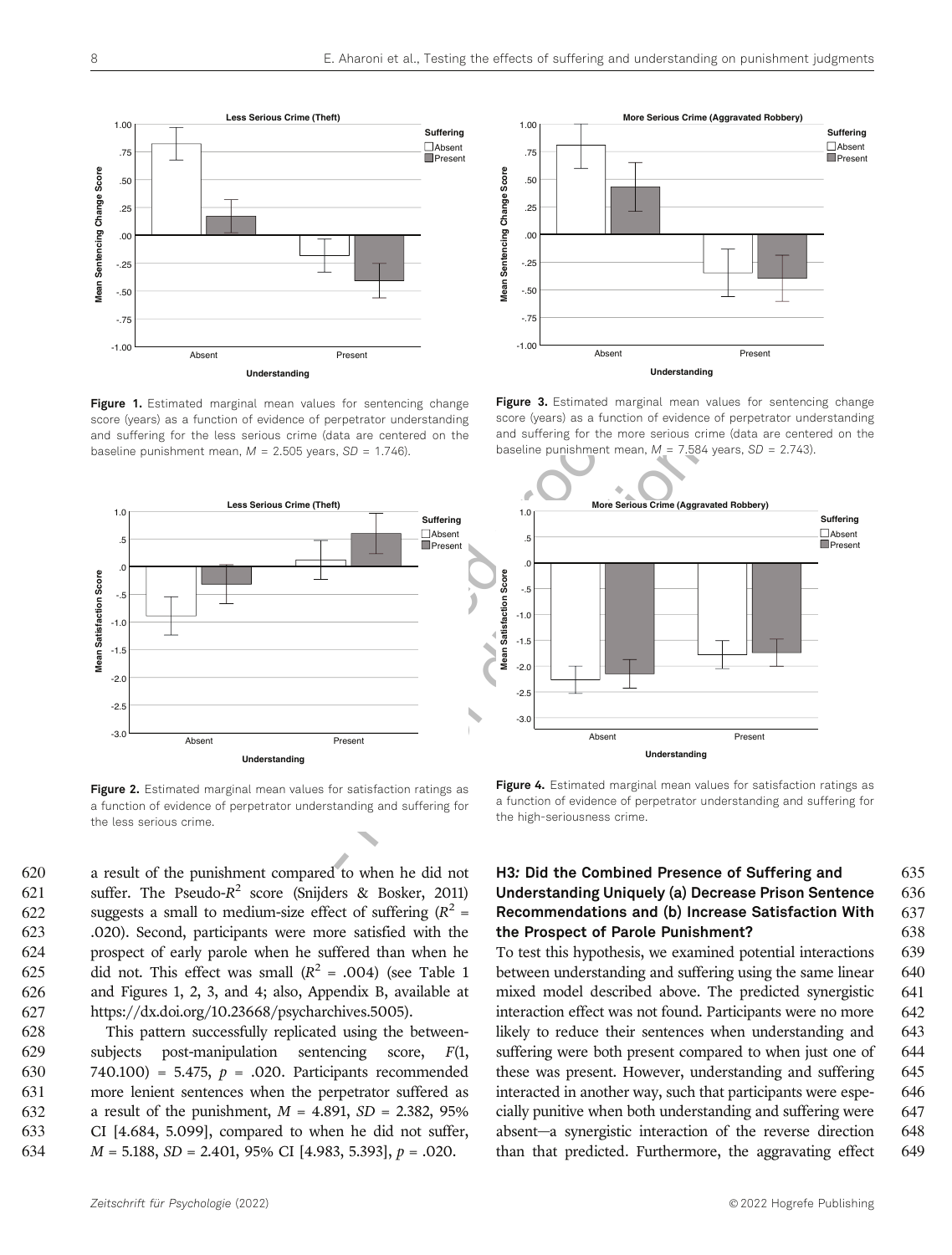Figure 1. Estimated marginal mean values for sentencing change score (years) as a function of evidence of perpetrator understanding and suffering for the less serious crime (data are centered on the baseline punishment mean, $M$ = 2.505 years, $SD$ = 1.746).

Figure 2. Estimated marginal mean values for satisfaction ratings as a function of evidence of perpetrator understanding and suffering for the less serious crime.

Figure 3. Estimated marginal mean values for sentencing change score (years) as a function of evidence of perpetrator understanding and suffering for the more serious crime (data are centered on the baseline punishment mean, $M$ = 7.584 years, $SD$ = 2.743).

Figure 4. Estimated marginal mean values for satisfaction ratings as a function of evidence of perpetrator understanding and suffering for the high-seriousness crime.

a result of the punishment compared to when he did not suffer. The Pseudo-$R^2$ score (Snijders & Bosker, 2011) suggests a small to medium-size effect of suffering ($R^2$ = .020). Second, participants were more satisfied with the prospect of early parole when he suffered than when he did not. This effect was small ($R^2$ = .004) (see Table 1 and Figures 1, 2, 3, and 4; also, Appendix B, available at https://dx.doi.org/10.23668/psycharchives.5005).

This pattern successfully replicated using the between-subjects post-manipulation sentencing score, $F(1, 740.100) = 5.475$, $p$ = .020. Participants recommended more lenient sentences when the perpetrator suffered as a result of the punishment, $M$ = 4.891, $SD$ = 2.382, 95% CI [4.684, 5.099], compared to when he did not suffer, $M$ = 5.188, $SD$ = 2.401, 95% CI [4.983, 5.393], $p$ = .020.

### H3: Did the Combined Presence of Suffering and Understanding Uniquely (a) Decrease Prison Sentence Recommendations and (b) Increase Satisfaction With the Prospect of Parole Punishment?

To test this hypothesis, we examined potential interactions between understanding and suffering using the same linear mixed model described above. The predicted synergistic interaction effect was not found. Participants were no more likely to reduce their sentences when understanding and suffering were both present compared to when just one of these was present. However, understanding and suffering interacted in another way, such that participants were especially punitive when both understanding and suffering were absent—a synergistic interaction of the reverse direction than that predicted. Furthermore, the aggravating effect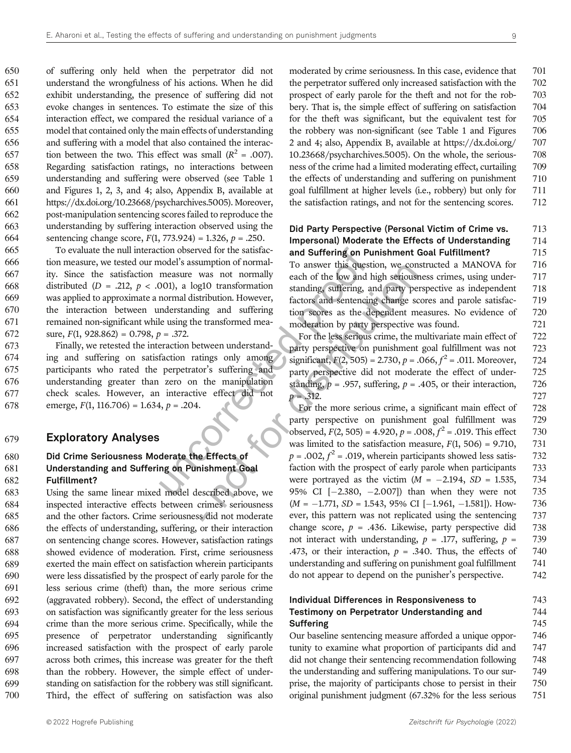of suffering only held when the perpetrator did not understand the wrongfulness of his actions. When he did exhibit understanding, the presence of suffering did not evoke changes in sentences. To estimate the size of this interaction effect, we compared the residual variance of a model that contained only the main effects of understanding and suffering with a model that also contained the interaction between the two. This effect was small ($R^2$ = .007). Regarding satisfaction ratings, no interactions between understanding and suffering were observed (see Table 1 and Figures 1, 2, 3, and 4; also, Appendix B, available at https://dx.doi.org/10.23668/psycharchives.5005). Moreover, post-manipulation sentencing scores failed to reproduce the understanding by suffering interaction observed using the sentencing change score, $F(1, 773.924) = 1.326$, $p = .250$.

To evaluate the null interaction observed for the satisfaction measure, we tested our model's assumption of normality. Since the satisfaction measure was not normally distributed ($D = .212$, $p < .001$), a log10 transformation was applied to approximate a normal distribution. However, the interaction between understanding and suffering remained non-significant while using the transformed measure, $F(1, 928.862) = 0.798$, $p = .372$.

Finally, we retested the interaction between understanding and suffering on satisfaction ratings only among participants who rated the perpetrator's suffering and understanding greater than zero on the manipulation check scales. However, an interactive effect did not emerge, $F(1, 116.706) = 1.634$, $p = .204$.

## Exploratory Analyses

### Did Crime Seriousness Moderate the Effects of Understanding and Suffering on Punishment Goal Fulfillment?

Using the same linear mixed model described above, we inspected interactive effects between crimes' seriousness and the other factors. Crime seriousness did not moderate the effects of understanding, suffering, or their interaction on sentencing change scores. However, satisfaction ratings showed evidence of moderation. First, crime seriousness exerted the main effect on satisfaction wherein participants were less dissatisfied by the prospect of early parole for the less serious crime (theft) than, the more serious crime (aggravated robbery). Second, the effect of understanding on satisfaction was significantly greater for the less serious crime than the more serious crime. Specifically, while the presence of perpetrator understanding significantly increased satisfaction with the prospect of early parole across both crimes, this increase was greater for the theft than the robbery. However, the simple effect of understanding on satisfaction for the robbery was still significant. Third, the effect of suffering on satisfaction was also moderated by crime seriousness. In this case, evidence that the perpetrator suffered only increased satisfaction with the prospect of early parole for the theft and not for the robbery. That is, the simple effect of suffering on satisfaction for the theft was significant, but the equivalent test for the robbery was non-significant (see Table 1 and Figures 2 and 4; also, Appendix B, available at https://dx.doi.org/10.23668/psycharchives.5005). On the whole, the seriousness of the crime had a limited moderating effect, curtailing the effects of understanding and suffering on punishment goal fulfillment at higher levels (i.e., robbery) but only for the satisfaction ratings, and not for the sentencing scores.

### Did Party Perspective (Personal Victim of Crime vs. Impersonal) Moderate the Effects of Understanding and Suffering on Punishment Goal Fulfillment?

To answer this question, we constructed a MANOVA for each of the low and high seriousness crimes, using understanding, suffering, and party perspective as independent factors and sentencing change scores and parole satisfaction scores as the dependent measures. No evidence of moderation by party perspective was found.

For the less serious crime, the multivariate main effect of party perspective on punishment goal fulfillment was not significant, $F(2, 505) = 2.730$, $p = .066$, $f^2 = .011$. Moreover, party perspective did not moderate the effect of understanding, $p = .957$, suffering, $p = .405$, or their interaction, $p = .312$.

For the more serious crime, a significant main effect of party perspective on punishment goal fulfillment was observed, $F(2, 505) = 4.920$, $p = .008$, $f^2 = .019$. This effect was limited to the satisfaction measure, $F(1, 506) = 9.710$, $p = .002$, $f^2 = .019$, wherein participants showed less satisfaction with the prospect of early parole when participants were portrayed as the victim ($M = -2.194$, $SD = 1.535$, 95% CI [$-2.380$, $-2.007$]) than when they were not ($M = -1.771$, $SD = 1.543$, 95% CI [$-1.961$, $-1.581$]). However, this pattern was not replicated using the sentencing change score, $p = .436$. Likewise, party perspective did not interact with understanding, $p = .177$, suffering, $p = .473$, or their interaction, $p = .340$. Thus, the effects of understanding and suffering on punishment goal fulfillment do not appear to depend on the punisher's perspective.

### Individual Differences in Responsiveness to Testimony on Perpetrator Understanding and Suffering

Our baseline sentencing measure afforded a unique opportunity to examine what proportion of participants did and did not change their sentencing recommendation following the understanding and suffering manipulations. To our surprise, the majority of participants chose to persist in their original punishment judgment (67.32% for the less serious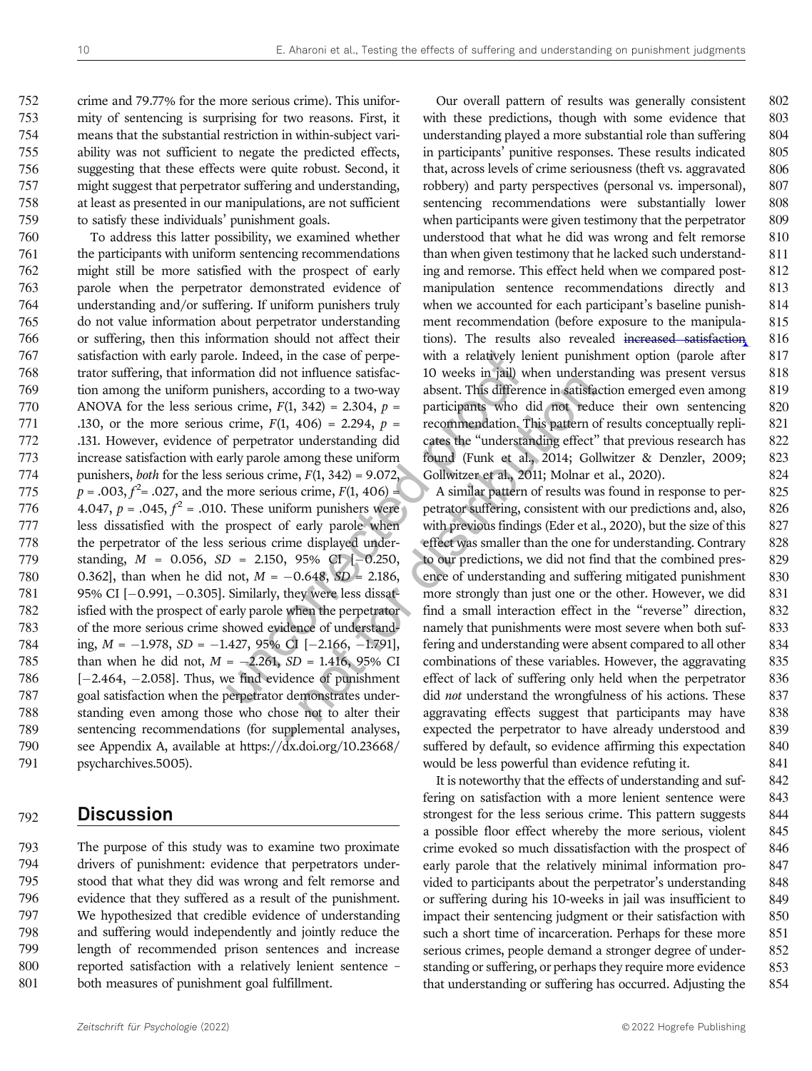crime and 79.77% for the more serious crime). This uniformity of sentencing is surprising for two reasons. First, it means that the substantial restriction in within-subject variability was not sufficient to negate the predicted effects, suggesting that these effects were quite robust. Second, it might suggest that perpetrator suffering and understanding, at least as presented in our manipulations, are not sufficient to satisfy these individuals' punishment goals.

To address this latter possibility, we examined whether the participants with uniform sentencing recommendations might still be more satisfied with the prospect of early parole when the perpetrator demonstrated evidence of understanding and/or suffering. If uniform punishers truly do not value information about perpetrator understanding or suffering, then this information should not affect their satisfaction with early parole. Indeed, in the case of perpetrator suffering, that information did not influence satisfaction among the uniform punishers, according to a two-way ANOVA for the less serious crime, $F(1, 342) = 2.304$, $p = .130$, or the more serious crime, $F(1, 406) = 2.294$, $p = .131$. However, evidence of perpetrator understanding did increase satisfaction with early parole among these uniform punishers, *both* for the less serious crime, $F(1, 342) = 9.072$, $p = .003$, $f^2 = .027$, and the more serious crime, $F(1, 406) = 4.047$, $p = .045$, $f^2 = .010$. These uniform punishers were less dissatisfied with the prospect of early parole when the perpetrator of the less serious crime displayed understanding, $M = 0.056$, $SD = 2.150$, 95% CI [−0.250, 0.362], than when he did not, $M = -0.648$, $SD = 2.186$, 95% CI [−0.991, −0.305]. Similarly, they were less dissatisfied with the prospect of early parole when the perpetrator of the more serious crime showed evidence of understanding, $M = -1.978$, $SD = -1.427$, 95% CI [−2.166, −1.791], than when he did not, $M = -2.261$, $SD = 1.416$, 95% CI [−2.464, −2.058]. Thus, we find evidence of punishment goal satisfaction when the perpetrator demonstrates understanding even among those who chose not to alter their sentencing recommendations (for supplemental analyses, see Appendix A, available at https://dx.doi.org/10.23668/psycharchives.5005).

## Discussion

The purpose of this study was to examine two proximate drivers of punishment: evidence that perpetrators understood that what they did was wrong and felt remorse and evidence that they suffered as a result of the punishment. We hypothesized that credible evidence of understanding and suffering would independently and jointly reduce the length of recommended prison sentences and increase reported satisfaction with a relatively lenient sentence – both measures of punishment goal fulfillment.

Our overall pattern of results was generally consistent with these predictions, though with some evidence that understanding played a more substantial role than suffering in participants' punitive responses. These results indicated that, across levels of crime seriousness (theft vs. aggravated robbery) and party perspectives (personal vs. impersonal), sentencing recommendations were substantially lower when participants were given testimony that the perpetrator understood that what he did was wrong and felt remorse than when given testimony that he lacked such understanding and remorse. This effect held when we compared post-manipulation sentence recommendations directly and when we accounted for each participant's baseline punishment recommendation (before exposure to the manipulations). The results also revealed ~~increased satisfaction~~ with a relatively lenient punishment option (parole after 10 weeks in jail) when understanding was present versus absent. This difference in satisfaction emerged even among participants who did not reduce their own sentencing recommendation. This pattern of results conceptually replicates the "understanding effect" that previous research has found (Funk et al., 2014; Gollwitzer & Denzler, 2009; Gollwitzer et al., 2011; Molnar et al., 2020).

A similar pattern of results was found in response to perpetrator suffering, consistent with our predictions and, also, with previous findings (Eder et al., 2020), but the size of this effect was smaller than the one for understanding. Contrary to our predictions, we did not find that the combined presence of understanding and suffering mitigated punishment more strongly than just one or the other. However, we did find a small interaction effect in the "reverse" direction, namely that punishments were most severe when both suffering and understanding were absent compared to all other combinations of these variables. However, the aggravating effect of lack of suffering only held when the perpetrator did *not* understand the wrongfulness of his actions. These aggravating effects suggest that participants may have expected the perpetrator to have already understood and suffered by default, so evidence affirming this expectation would be less powerful than evidence refuting it.

It is noteworthy that the effects of understanding and suffering on satisfaction with a more lenient sentence were strongest for the less serious crime. This pattern suggests a possible floor effect whereby the more serious, violent crime evoked so much dissatisfaction with the prospect of early parole that the relatively minimal information provided to participants about the perpetrator's understanding or suffering during his 10-weeks in jail was insufficient to impact their sentencing judgment or their satisfaction with such a short time of incarceration. Perhaps for these more serious crimes, people demand a stronger degree of understanding or suffering, or perhaps they require more evidence that understanding or suffering has occurred. Adjusting the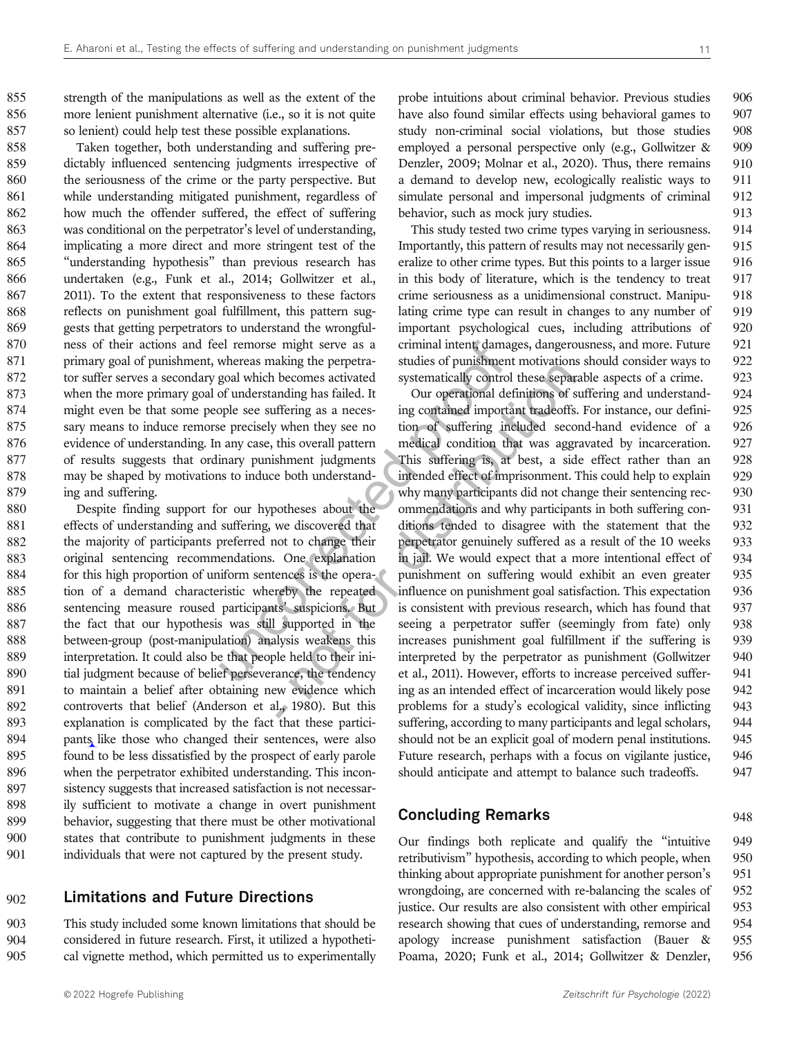strength of the manipulations as well as the extent of the more lenient punishment alternative (i.e., so it is not quite so lenient) could help test these possible explanations.

Taken together, both understanding and suffering predictably influenced sentencing judgments irrespective of the seriousness of the crime or the party perspective. But while understanding mitigated punishment, regardless of how much the offender suffered, the effect of suffering was conditional on the perpetrator's level of understanding, implicating a more direct and more stringent test of the "understanding hypothesis" than previous research has undertaken (e.g., Funk et al., 2014; Gollwitzer et al., 2011). To the extent that responsiveness to these factors reflects on punishment goal fulfillment, this pattern suggests that getting perpetrators to understand the wrongfulness of their actions and feel remorse might serve as a primary goal of punishment, whereas making the perpetrator suffer serves a secondary goal which becomes activated when the more primary goal of understanding has failed. It might even be that some people see suffering as a necessary means to induce remorse precisely when they see no evidence of understanding. In any case, this overall pattern of results suggests that ordinary punishment judgments may be shaped by motivations to induce both understanding and suffering.

Despite finding support for our hypotheses about the effects of understanding and suffering, we discovered that the majority of participants preferred not to change their original sentencing recommendations. One explanation for this high proportion of uniform sentences is the operation of a demand characteristic whereby the repeated sentencing measure roused participants' suspicions. But the fact that our hypothesis was still supported in the between-group (post-manipulation) analysis weakens this interpretation. It could also be that people held to their initial judgment because of belief perseverance, the tendency to maintain a belief after obtaining new evidence which controverts that belief (Anderson et al., 1980). But this explanation is complicated by the fact that these participants, like those who changed their sentences, were also found to be less dissatisfied by the prospect of early parole when the perpetrator exhibited understanding. This inconsistency suggests that increased satisfaction is not necessarily sufficient to motivate a change in overt punishment behavior, suggesting that there must be other motivational states that contribute to punishment judgments in these individuals that were not captured by the present study.

## Limitations and Future Directions

This study included some known limitations that should be considered in future research. First, it utilized a hypothetical vignette method, which permitted us to experimentally probe intuitions about criminal behavior. Previous studies have also found similar effects using behavioral games to study non-criminal social violations, but those studies employed a personal perspective only (e.g., Gollwitzer & Denzler, 2009; Molnar et al., 2020). Thus, there remains a demand to develop new, ecologically realistic ways to simulate personal and impersonal judgments of criminal behavior, such as mock jury studies.

This study tested two crime types varying in seriousness. Importantly, this pattern of results may not necessarily generalize to other crime types. But this points to a larger issue in this body of literature, which is the tendency to treat crime seriousness as a unidimensional construct. Manipulating crime type can result in changes to any number of important psychological cues, including attributions of criminal intent, damages, dangerousness, and more. Future studies of punishment motivations should consider ways to systematically control these separable aspects of a crime.

Our operational definitions of suffering and understanding contained important tradeoffs. For instance, our definition of suffering included second-hand evidence of a medical condition that was aggravated by incarceration. This suffering is, at best, a side effect rather than an intended effect of imprisonment. This could help to explain why many participants did not change their sentencing recommendations and why participants in both suffering conditions tended to disagree with the statement that the perpetrator genuinely suffered as a result of the 10 weeks in jail. We would expect that a more intentional effect of punishment on suffering would exhibit an even greater influence on punishment goal satisfaction. This expectation is consistent with previous research, which has found that seeing a perpetrator suffer (seemingly from fate) only increases punishment goal fulfillment if the suffering is interpreted by the perpetrator as punishment (Gollwitzer et al., 2011). However, efforts to increase perceived suffering as an intended effect of incarceration would likely pose problems for a study's ecological validity, since inflicting suffering, according to many participants and legal scholars, should not be an explicit goal of modern penal institutions. Future research, perhaps with a focus on vigilante justice, should anticipate and attempt to balance such tradeoffs.

## Concluding Remarks

Our findings both replicate and qualify the "intuitive retributivism" hypothesis, according to which people, when thinking about appropriate punishment for another person's wrongdoing, are concerned with re-balancing the scales of justice. Our results are also consistent with other empirical research showing that cues of understanding, remorse and apology increase punishment satisfaction (Bauer & Poama, 2020; Funk et al., 2014; Gollwitzer & Denzler,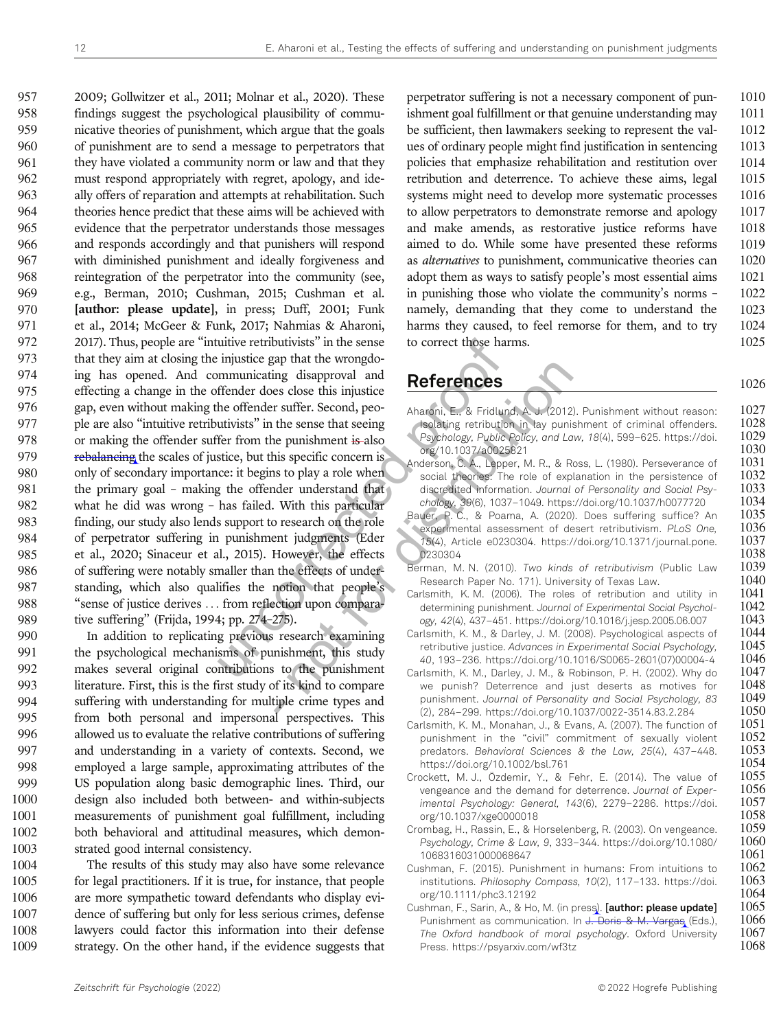2009; Gollwitzer et al., 2011; Molnar et al., 2020). These findings suggest the psychological plausibility of communicative theories of punishment, which argue that the goals of punishment are to send a message to perpetrators that they have violated a community norm or law and that they must respond appropriately with regret, apology, and ideally offers of reparation and attempts at rehabilitation. Such theories hence predict that these aims will be achieved with evidence that the perpetrator understands those messages and responds accordingly and that punishers will respond with diminished punishment and ideally forgiveness and reintegration of the perpetrator into the community (see, e.g., Berman, 2010; Cushman, 2015; Cushman et al. **[author: please update]**, in press; Duff, 2001; Funk et al., 2014; McGeer & Funk, 2017; Nahmias & Aharoni, 2017). Thus, people are "intuitive retributivists" in the sense that they aim at closing the injustice gap that the wrongdoing has opened. And communicating disapproval and effecting a change in the offender does close this injustice gap, even without making the offender suffer. Second, people are also "intuitive retributivists" in the sense that seeing or making the offender suffer from the punishment is also rebalancing the scales of justice, but this specific concern is only of secondary importance: it begins to play a role when the primary goal – making the offender understand that what he did was wrong – has failed. With this particular finding, our study also lends support to research on the role of perpetrator suffering in punishment judgments (Eder et al., 2020; Sinaceur et al., 2015). However, the effects of suffering were notably smaller than the effects of understanding, which also qualifies the notion that people's "sense of justice derives ... from reflection upon comparative suffering" (Frijda, 1994; pp. 274–275).

In addition to replicating previous research examining the psychological mechanisms of punishment, this study makes several original contributions to the punishment literature. First, this is the first study of its kind to compare suffering with understanding for multiple crime types and from both personal and impersonal perspectives. This allowed us to evaluate the relative contributions of suffering and understanding in a variety of contexts. Second, we employed a large sample, approximating attributes of the US population along basic demographic lines. Third, our design also included both between- and within-subjects measurements of punishment goal fulfillment, including both behavioral and attitudinal measures, which demonstrated good internal consistency.

The results of this study may also have some relevance for legal practitioners. If it is true, for instance, that people are more sympathetic toward defendants who display evidence of suffering but only for less serious crimes, defense lawyers could factor this information into their defense strategy. On the other hand, if the evidence suggests that perpetrator suffering is not a necessary component of punishment goal fulfillment or that genuine understanding may be sufficient, then lawmakers seeking to represent the values of ordinary people might find justification in sentencing policies that emphasize rehabilitation and restitution over retribution and deterrence. To achieve these aims, legal systems might need to develop more systematic processes to allow perpetrators to demonstrate remorse and apology and make amends, as restorative justice reforms have aimed to do. While some have presented these reforms as *alternatives* to punishment, communicative theories can adopt them as ways to satisfy people's most essential aims in punishing those who violate the community's norms – namely, demanding that they come to understand the harms they caused, to feel remorse for them, and to try to correct those harms.

## References

Aharoni, E., & Fridlund, A. J. (2012). Punishment without reason: Isolating retribution in lay punishment of criminal offenders. *Psychology, Public Policy, and Law, 18*(4), 599–625. https://doi.org/10.1037/a0025821

Anderson, C. A., Lepper, M. R., & Ross, L. (1980). Perseverance of social theories: The role of explanation in the persistence of discredited information. *Journal of Personality and Social Psychology, 39*(6), 1037–1049. https://doi.org/10.1037/h0077720

Bauer, P. C., & Poama, A. (2020). Does suffering suffice? An experimental assessment of desert retributivism. *PLoS One, 15*(4), Article e0230304. https://doi.org/10.1371/journal.pone.0230304

Berman, M. N. (2010). *Two kinds of retributivism* (Public Law Research Paper No. 171). University of Texas Law.

Carlsmith, K. M. (2006). The roles of retribution and utility in determining punishment. *Journal of Experimental Social Psychology, 42*(4), 437–451. https://doi.org/10.1016/j.jesp.2005.06.007

Carlsmith, K. M., & Darley, J. M. (2008). Psychological aspects of retributive justice. *Advances in Experimental Social Psychology, 40*, 193–236. https://doi.org/10.1016/S0065-2601(07)00004-4

Carlsmith, K. M., Darley, J. M., & Robinson, P. H. (2002). Why do we punish? Deterrence and just deserts as motives for punishment. *Journal of Personality and Social Psychology, 83*(2), 284–299. https://doi.org/10.1037/0022-3514.83.2.284

Carlsmith, K. M., Monahan, J., & Evans, A. (2007). The function of punishment in the "civil" commitment of sexually violent predators. *Behavioral Sciences & the Law, 25*(4), 437–448. https://doi.org/10.1002/bsl.761

Crockett, M. J., Özdemir, Y., & Fehr, E. (2014). The value of vengeance and the demand for deterrence. *Journal of Experimental Psychology: General, 143*(6), 2279–2286. https://doi.org/10.1037/xge0000018

Crombag, H., Rassin, E., & Horselenberg, R. (2003). On vengeance. *Psychology, Crime & Law, 9*, 333–344. https://doi.org/10.1080/1068316031000068647

Cushman, F. (2015). Punishment in humans: From intuitions to institutions. *Philosophy Compass, 10*(2), 117–133. https://doi.org/10.1111/phc3.12192

Cushman, F., Sarin, A., & Ho, M. (in press). **[author: please update]** Punishment as communication. In J. Doris & M. Vargas (Eds.), *The Oxford handbook of moral psychology*. Oxford University Press. https://psyarxiv.com/wf3tz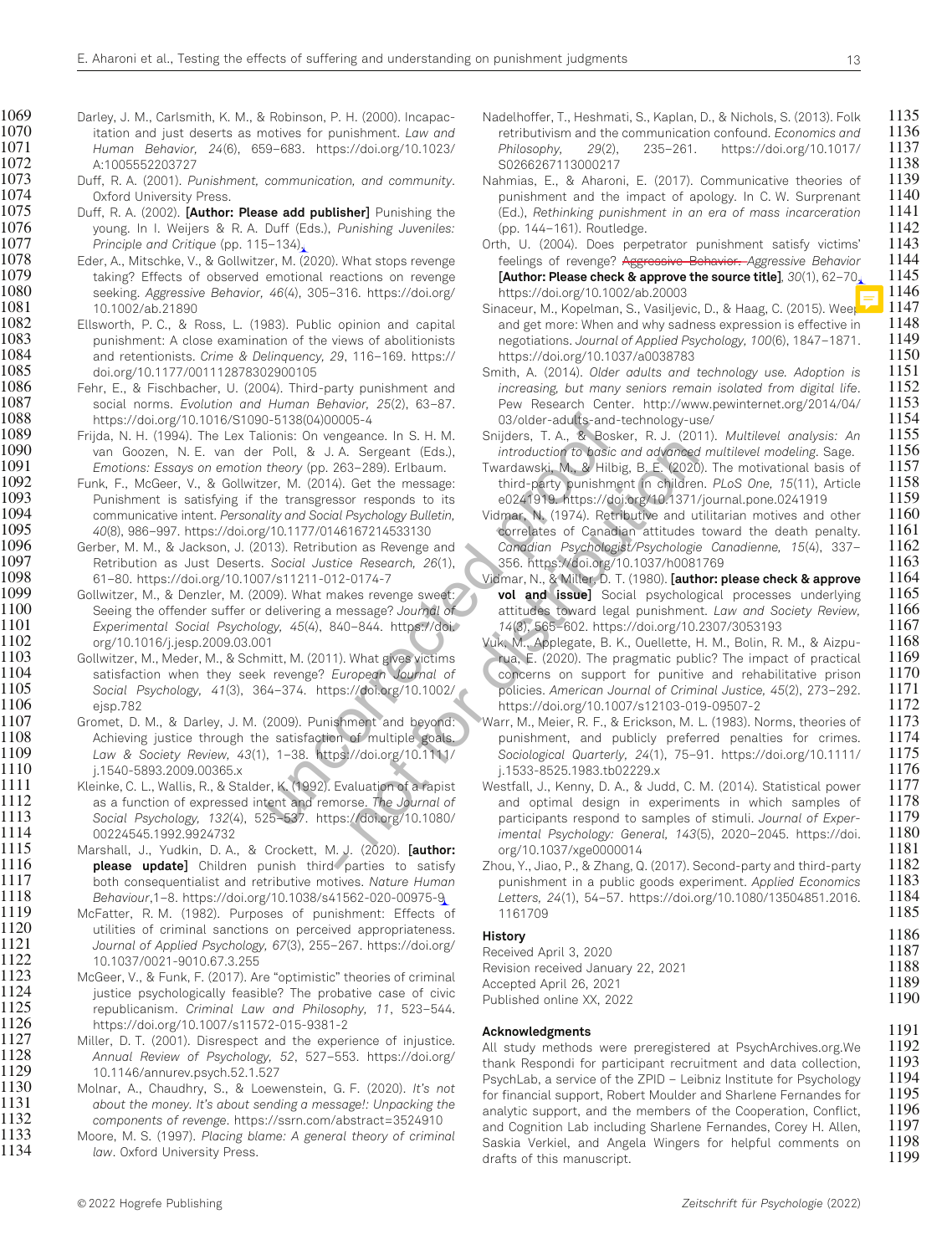Darley, J. M., Carlsmith, K. M., & Robinson, P. H. (2000). Incapacitation and just deserts as motives for punishment. *Law and Human Behavior, 24*(6), 659–683. https://doi.org/10.1023/A:1005552203727

Duff, R. A. (2001). *Punishment, communication, and community*. Oxford University Press.

Duff, R. A. (2002). **[Author: Please add publisher]** Punishing the young. In I. Weijers & R. A. Duff (Eds.), *Punishing Juveniles: Principle and Critique* (pp. 115–134).

Eder, A., Mitschke, V., & Gollwitzer, M. (2020). What stops revenge taking? Effects of observed emotional reactions on revenge seeking. *Aggressive Behavior, 46*(4), 305–316. https://doi.org/10.1002/ab.21890

Ellsworth, P. C., & Ross, L. (1983). Public opinion and capital punishment: A close examination of the views of abolitionists and retentionists. *Crime & Delinquency, 29*, 116–169. https://doi.org/10.1177/001112878302900105

Fehr, E., & Fischbacher, U. (2004). Third-party punishment and social norms. *Evolution and Human Behavior, 25*(2), 63–87. https://doi.org/10.1016/S1090-5138(04)00005-4

Frijda, N. H. (1994). The Lex Talionis: On vengeance. In S. H. M. van Goozen, N. E. van der Poll, & J. A. Sergeant (Eds.), *Emotions: Essays on emotion theory* (pp. 263–289). Erlbaum.

Funk, F., McGeer, V., & Gollwitzer, M. (2014). Get the message: Punishment is satisfying if the transgressor responds to its communicative intent. *Personality and Social Psychology Bulletin, 40*(8), 986–997. https://doi.org/10.1177/0146167214533130

Gerber, M. M., & Jackson, J. (2013). Retribution as Revenge and Retribution as Just Deserts. *Social Justice Research, 26*(1), 61–80. https://doi.org/10.1007/s11211-012-0174-7

Gollwitzer, M., & Denzler, M. (2009). What makes revenge sweet: Seeing the offender suffer or delivering a message? *Journal of Experimental Social Psychology, 45*(4), 840–844. https://doi.org/10.1016/j.jesp.2009.03.001

Gollwitzer, M., Meder, M., & Schmitt, M. (2011). What gives victims satisfaction when they seek revenge? *European Journal of Social Psychology, 41*(3), 364–374. https://doi.org/10.1002/ejsp.782

Gromet, D. M., & Darley, J. M. (2009). Punishment and beyond: Achieving justice through the satisfaction of multiple goals. *Law & Society Review, 43*(1), 1–38. https://doi.org/10.1111/j.1540-5893.2009.00365.x

Kleinke, C. L., Wallis, R., & Stalder, K. (1992). Evaluation of a rapist as a function of expressed intent and remorse. *The Journal of Social Psychology, 132*(4), 525–537. https://doi.org/10.1080/00224545.1992.9924732

Marshall, J., Yudkin, D. A., & Crockett, M. J. (2020). **[author: please update]** Children punish third parties to satisfy both consequentialist and retributive motives. *Nature Human Behaviour*,1–8. https://doi.org/10.1038/s41562-020-00975-9

McFatter, R. M. (1982). Purposes of punishment: Effects of utilities of criminal sanctions on perceived appropriateness. *Journal of Applied Psychology, 67*(3), 255–267. https://doi.org/10.1037/0021-9010.67.3.255

McGeer, V., & Funk, F. (2017). Are "optimistic" theories of criminal justice psychologically feasible? The probative case of civic republicanism. *Criminal Law and Philosophy, 11*, 523–544. https://doi.org/10.1007/s11572-015-9381-2

Miller, D. T. (2001). Disrespect and the experience of injustice. *Annual Review of Psychology, 52*, 527–553. https://doi.org/10.1146/annurev.psych.52.1.527

Molnar, A., Chaudhry, S., & Loewenstein, G. F. (2020). *It's not about the money. It's about sending a message!: Unpacking the components of revenge*. https://ssrn.com/abstract=3524910

Moore, M. S. (1997). *Placing blame: A general theory of criminal law*. Oxford University Press.

Nadelhoffer, T., Heshmati, S., Kaplan, D., & Nichols, S. (2013). Folk retributivism and the communication confound. *Economics and Philosophy, 29*(2), 235–261. https://doi.org/10.1017/S0266267113000217

Nahmias, E., & Aharoni, E. (2017). Communicative theories of punishment and the impact of apology. In C. W. Surprenant (Ed.), *Rethinking punishment in an era of mass incarceration* (pp. 144–161). Routledge.

Orth, U. (2004). Does perpetrator punishment satisfy victims' feelings of revenge? ~~Aggressive Behavior.~~ *Aggressive Behavior* **[Author: Please check & approve the source title]**, *30*(1), 62–70. https://doi.org/10.1002/ab.20003

Sinaceur, M., Kopelman, S., Vasiljevic, D., & Haag, C. (2015). Weep and get more: When and why sadness expression is effective in negotiations. *Journal of Applied Psychology, 100*(6), 1847–1871. https://doi.org/10.1037/a0038783

Smith, A. (2014). *Older adults and technology use. Adoption is increasing, but many seniors remain isolated from digital life*. Pew Research Center. http://www.pewinternet.org/2014/04/03/older-adults-and-technology-use/

Snijders, T. A., & Bosker, R. J. (2011). *Multilevel analysis: An introduction to basic and advanced multilevel modeling*. Sage.

Twardawski, M., & Hilbig, B. E. (2020). The motivational basis of third-party punishment in children. *PLoS One, 15*(11), Article e0241919. https://doi.org/10.1371/journal.pone.0241919

Vidmar, N. (1974). Retributive and utilitarian motives and other correlates of Canadian attitudes toward the death penalty. *Canadian Psychologist/Psychologie Canadienne, 15*(4), 337–356. https://doi.org/10.1037/h0081769

Vidmar, N., & Miller, D. T. (1980). **[author: please check & approve vol and issue]** Social psychological processes underlying attitudes toward legal punishment. *Law and Society Review, 14*(3), 565–602. https://doi.org/10.2307/3053193

Vuk, M., Applegate, B. K., Ouellette, H. M., Bolin, R. M., & Aizpurua, E. (2020). The pragmatic public? The impact of practical concerns on support for punitive and rehabilitative prison policies. *American Journal of Criminal Justice, 45*(2), 273–292. https://doi.org/10.1007/s12103-019-09507-2

Warr, M., Meier, R. F., & Erickson, M. L. (1983). Norms, theories of punishment, and publicly preferred penalties for crimes. *Sociological Quarterly, 24*(1), 75–91. https://doi.org/10.1111/j.1533-8525.1983.tb02229.x

Westfall, J., Kenny, D. A., & Judd, C. M. (2014). Statistical power and optimal design in experiments in which samples of participants respond to samples of stimuli. *Journal of Experimental Psychology: General, 143*(5), 2020–2045. https://doi.org/10.1037/xge0000014

Zhou, Y., Jiao, P., & Zhang, Q. (2017). Second-party and third-party punishment in a public goods experiment. *Applied Economics Letters, 24*(1), 54–57. https://doi.org/10.1080/13504851.2016.1161709

## History

Received April 3, 2020
Revision received January 22, 2021
Accepted April 26, 2021
Published online XX, 2022

## Acknowledgments

All study methods were preregistered at PsychArchives.org.We thank Respondi for participant recruitment and data collection, PsychLab, a service of the ZPID – Leibniz Institute for Psychology for financial support, Robert Moulder and Sharlene Fernandes for analytic support, and the members of the Cooperation, Conflict, and Cognition Lab including Sharlene Fernandes, Corey H. Allen, Saskia Verkiel, and Angela Wingers for helpful comments on drafts of this manuscript.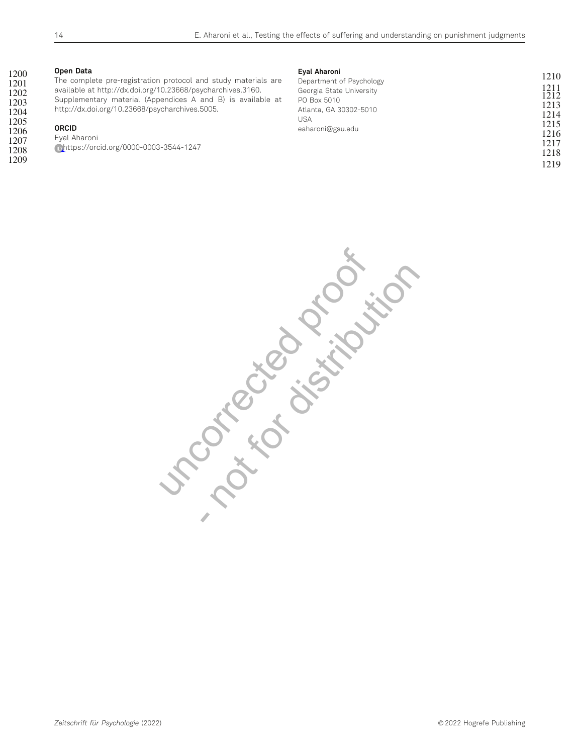#### Open Data

The complete pre-registration protocol and study materials are available at http://dx.doi.org/10.23668/psycharchives.3160. Supplementary material (Appendices A and B) is available at http://dx.doi.org/10.23668/psycharchives.5005.

#### ORCID

Eyal Aharoni
https://orcid.org/0000-0003-3544-1247

**Eyal Aharoni**
Department of Psychology
Georgia State University
PO Box 5010
Atlanta, GA 30302-5010
USA
eaharoni@gsu.edu